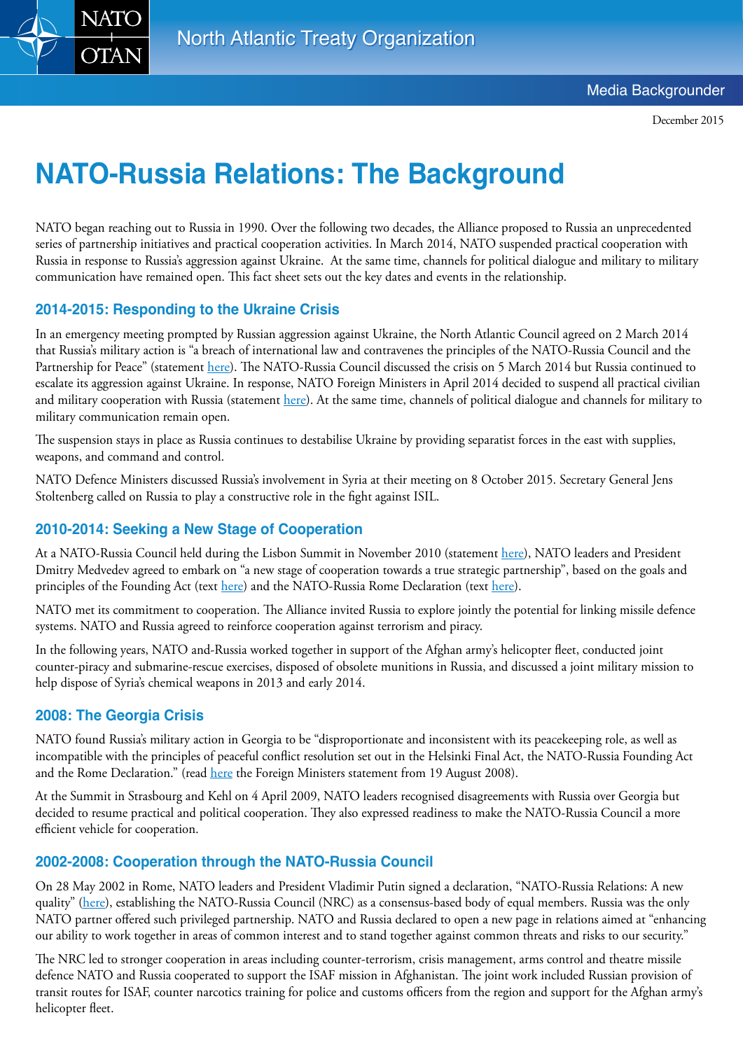North Atlantic Treaty Organization

Media Backgrounder

December 2015

# NATO-Russia Relations: The Background

NATO began reaching out to Russia in 1990. Over the following two decades, the Alliance proposed to Russia an unprecedented series of partnership initiatives and practical cooperation activities. In March 2014, NATO suspended practical cooperation with Russia in response to Russia's aggression against Ukraine. At the same time, channels for political dialogue and military to military communication have remained open. This fact sheet sets out the key dates and events in the relationship.

## 2014-2015: Responding to the Ukraine Crisis

In an emergency meeting prompted by Russian aggression against Ukraine, the North Atlantic Council agreed on 2 March 2014 that Russia's military action is "a breach of international law and contravenes the principles of the NATO-Russia Council and the Partnership for Peace" (statement here). The NATO-Russia Council discussed the crisis on 5 March 2014 but Russia continued to escalate its aggression against Ukraine. In response, NATO Foreign Ministers in April 2014 decided to suspend all practical civilian and military cooperation with Russia (statement here). At the same time, channels of political dialogue and channels for military to military communication remain open.

The suspension stays in place as Russia continues to destabilise Ukraine by providing separatist forces in the east with supplies, weapons, and command and control.

NATO Defence Ministers discussed Russia's involvement in Syria at their meeting on 8 October 2015. Secretary General Jens Stoltenberg called on Russia to play a constructive role in the fight against ISIL.

## 2010-2014: Seeking a New Stage of Cooperation

At a NATO-Russia Council held during the Lisbon Summit in November 2010 (statement here), NATO leaders and President Dmitry Medvedev agreed to embark on "a new stage of cooperation towards a true strategic partnership", based on the goals and principles of the Founding Act (text here) and the NATO-Russia Rome Declaration (text here).

NATO met its commitment to cooperation. The Alliance invited Russia to explore jointly the potential for linking missile defence systems. NATO and Russia agreed to reinforce cooperation against terrorism and piracy.

In the following years, NATO and-Russia worked together in support of the Afghan army's helicopter fleet, conducted joint counter-piracy and submarine-rescue exercises, disposed of obsolete munitions in Russia, and discussed a joint military mission to help dispose of Syria's chemical weapons in 2013 and early 2014.

## 2008: The Georgia Crisis

NATO found Russia's military action in Georgia to be "disproportionate and inconsistent with its peacekeeping role, as well as incompatible with the principles of peaceful conflict resolution set out in the Helsinki Final Act, the NATO-Russia Founding Act and the Rome Declaration." (read here the Foreign Ministers statement from 19 August 2008).

At the Summit in Strasbourg and Kehl on 4 April 2009, NATO leaders recognised disagreements with Russia over Georgia but decided to resume practical and political cooperation. They also expressed readiness to make the NATO-Russia Council a more efficient vehicle for cooperation.

## 2002-2008: Cooperation through the NATO-Russia Council

On 28 May 2002 in Rome, NATO leaders and President Vladimir Putin signed a declaration, "NATO-Russia Relations: A new quality" (here), establishing the NATO-Russia Council (NRC) as a consensus-based body of equal members. Russia was the only NATO partner offered such privileged partnership. NATO and Russia declared to open a new page in relations aimed at "enhancing our ability to work together in areas of common interest and to stand together against common threats and risks to our security."

The NRC led to stronger cooperation in areas including counter-terrorism, crisis management, arms control and theatre missile defence NATO and Russia cooperated to support the ISAF mission in Afghanistan. The joint work included Russian provision of transit routes for ISAF, counter narcotics training for police and customs officers from the region and support for the Afghan army's helicopter fleet.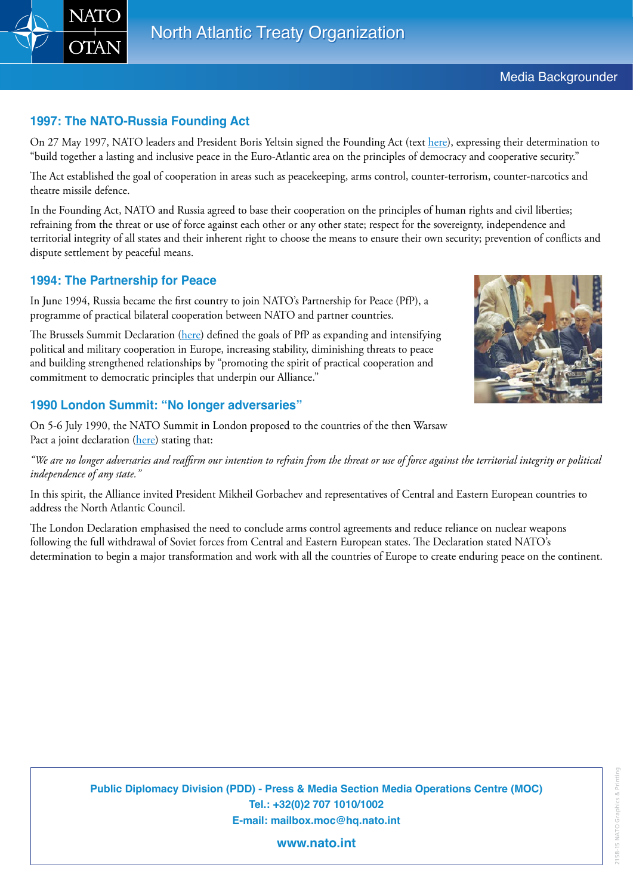## 1997: The NATO-Russia Founding Act

On 27 May 1997, NATO leaders and President Boris Yeltsin signed the Founding Act (text here), expressing their determination to "build together a lasting and inclusive peace in the Euro-Atlantic area on the principles of democracy and cooperative security."

The Act established the goal of cooperation in areas such as peacekeeping, arms control, counter-terrorism, counter-narcotics and theatre missile defence.

In the Founding Act, NATO and Russia agreed to base their cooperation on the principles of human rights and civil liberties; refraining from the threat or use of force against each other or any other state; respect for the sovereignty, independence and territorial integrity of all states and their inherent right to choose the means to ensure their own security; prevention of conflicts and dispute settlement by peaceful means.

## 1994: The Partnership for Peace

In June 1994, Russia became the first country to join NATO's Partnership for Peace (PfP), a programme of practical bilateral cooperation between NATO and partner countries.

The Brussels Summit Declaration (here) defined the goals of PfP as expanding and intensifying political and military cooperation in Europe, increasing stability, diminishing threats to peace and building strengthened relationships by "promoting the spirit of practical cooperation and commitment to democratic principles that underpin our Alliance."

## 1990 London Summit: "No longer adversaries"

On 5-6 July 1990, the NATO Summit in London proposed to the countries of the then Warsaw Pact a joint declaration (here) stating that:

*"We are no longer adversaries and reaffirm our intention to refrain from the threat or use of force against the territorial integrity or political independence of any state."*

In this spirit, the Alliance invited President Mikheil Gorbachev and representatives of Central and Eastern European countries to address the North Atlantic Council.

The London Declaration emphasised the need to conclude arms control agreements and reduce reliance on nuclear weapons following the full withdrawal of Soviet forces from Central and Eastern European states. The Declaration stated NATO's determination to begin a major transformation and work with all the countries of Europe to create enduring peace on the continent.

**Public Diplomacy Division (PDD) - Press & Media Section Media Operations Centre (MOC)**
**Tel.: +32(0)2 707 1010/1002**
**E-mail: mailbox.moc@hq.nato.int**

**www.nato.int**